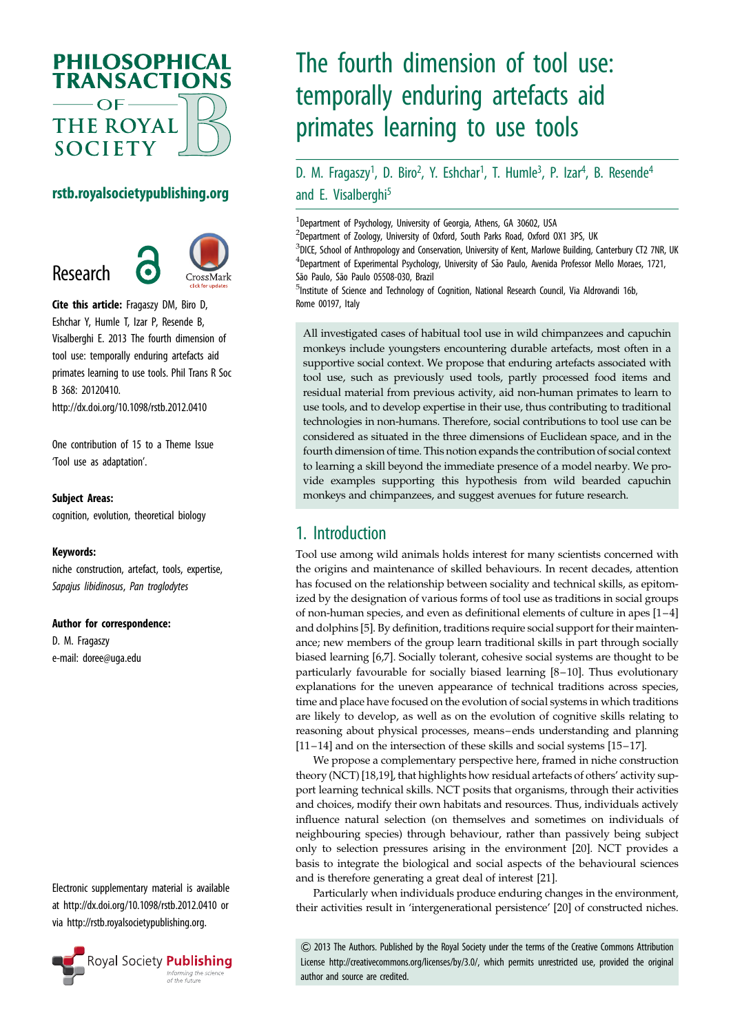# The fourth dimension of tool use: temporally enduring artefacts aid primates learning to use tools

D. M. Fragaszy[1], D. Biro[2], Y. Eshchar[1], T. Humle[3], P. Izar[4], B. Resende[4] and E. Visalberghi[5]

[1]Department of Psychology, University of Georgia, Athens, GA 30602, USA
[2]Department of Zoology, University of Oxford, South Parks Road, Oxford OX1 3PS, UK
[3]DICE, School of Anthropology and Conservation, University of Kent, Marlowe Building, Canterbury CT2 7NR, UK
[4]Department of Experimental Psychology, University of São Paulo, Avenida Professor Mello Moraes, 1721, São Paulo, São Paulo 05508-030, Brazil
[5]Institute of Science and Technology of Cognition, National Research Council, Via Aldrovandi 16b, Rome 00197, Italy

rstb.royalsocietypublishing.org

Research

**Cite this article:** Fragaszy DM, Biro D, Eshchar Y, Humle T, Izar P, Resende B, Visalberghi E. 2013 The fourth dimension of tool use: temporally enduring artefacts aid primates learning to use tools. Phil Trans R Soc B 368: 20120410. http://dx.doi.org/10.1098/rstb.2012.0410

One contribution of 15 to a Theme Issue 'Tool use as adaptation'.

**Subject Areas:**
cognition, evolution, theoretical biology

**Keywords:**
niche construction, artefact, tools, expertise, *Sapajus libidinosus*, *Pan troglodytes*

**Author for correspondence:**
D. M. Fragaszy
e-mail: doree@uga.edu

Electronic supplementary material is available at http://dx.doi.org/10.1098/rstb.2012.0410 or via http://rstb.royalsocietypublishing.org.

All investigated cases of habitual tool use in wild chimpanzees and capuchin monkeys include youngsters encountering durable artefacts, most often in a supportive social context. We propose that enduring artefacts associated with tool use, such as previously used tools, partly processed food items and residual material from previous activity, aid non-human primates to learn to use tools, and to develop expertise in their use, thus contributing to traditional technologies in non-humans. Therefore, social contributions to tool use can be considered as situated in the three dimensions of Euclidean space, and in the fourth dimension of time. This notion expands the contribution of social context to learning a skill beyond the immediate presence of a model nearby. We provide examples supporting this hypothesis from wild bearded capuchin monkeys and chimpanzees, and suggest avenues for future research.

## 1. Introduction

Tool use among wild animals holds interest for many scientists concerned with the origins and maintenance of skilled behaviours. In recent decades, attention has focused on the relationship between sociality and technical skills, as epitomized by the designation of various forms of tool use as traditions in social groups of non-human species, and even as definitional elements of culture in apes [1–4] and dolphins [5]. By definition, traditions require social support for their maintenance; new members of the group learn traditional skills in part through socially biased learning [6,7]. Socially tolerant, cohesive social systems are thought to be particularly favourable for socially biased learning [8–10]. Thus evolutionary explanations for the uneven appearance of technical traditions across species, time and place have focused on the evolution of social systems in which traditions are likely to develop, as well as on the evolution of cognitive skills relating to reasoning about physical processes, means–ends understanding and planning [11–14] and on the intersection of these skills and social systems [15–17].

We propose a complementary perspective here, framed in niche construction theory (NCT) [18,19], that highlights how residual artefacts of others' activity support learning technical skills. NCT posits that organisms, through their activities and choices, modify their own habitats and resources. Thus, individuals actively influence natural selection (on themselves and sometimes on individuals of neighbouring species) through behaviour, rather than passively being subject only to selection pressures arising in the environment [20]. NCT provides a basis to integrate the biological and social aspects of the behavioural sciences and is therefore generating a great deal of interest [21].

Particularly when individuals produce enduring changes in the environment, their activities result in 'intergenerational persistence' [20] of constructed niches.

© 2013 The Authors. Published by the Royal Society under the terms of the Creative Commons Attribution License http://creativecommons.org/licenses/by/3.0/, which permits unrestricted use, provided the original author and source are credited.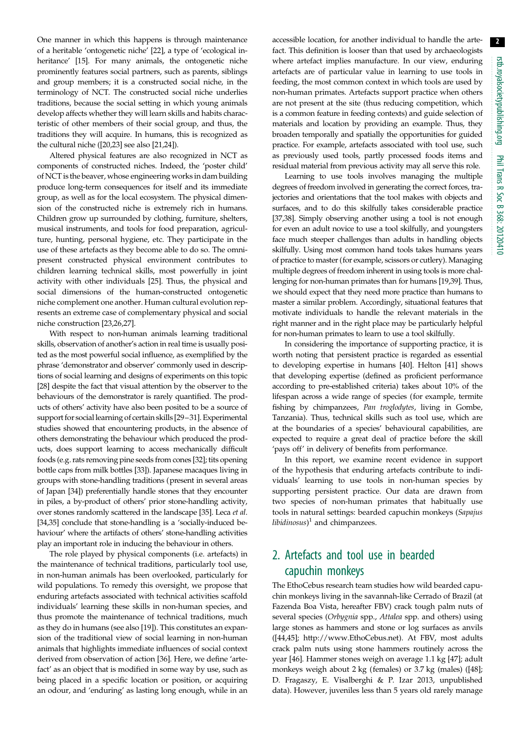One manner in which this happens is through maintenance of a heritable 'ontogenetic niche' [22], a type of 'ecological inheritance' [15]. For many animals, the ontogenetic niche prominently features social partners, such as parents, siblings and group members; it is a constructed social niche, in the terminology of NCT. The constructed social niche underlies traditions, because the social setting in which young animals develop affects whether they will learn skills and habits characteristic of other members of their social group, and thus, the traditions they will acquire. In humans, this is recognized as the cultural niche ([20,23] see also [21,24]).

Altered physical features are also recognized in NCT as components of constructed niches. Indeed, the 'poster child' of NCT is the beaver, whose engineering works in dam building produce long-term consequences for itself and its immediate group, as well as for the local ecosystem. The physical dimension of the constructed niche is extremely rich in humans. Children grow up surrounded by clothing, furniture, shelters, musical instruments, and tools for food preparation, agriculture, hunting, personal hygiene, etc. They participate in the use of these artefacts as they become able to do so. The omnipresent constructed physical environment contributes to children learning technical skills, most powerfully in joint activity with other individuals [25]. Thus, the physical and social dimensions of the human-constructed ontogenetic niche complement one another. Human cultural evolution represents an extreme case of complementary physical and social niche construction [23,26,27].

With respect to non-human animals learning traditional skills, observation of another's action in real time is usually posited as the most powerful social influence, as exemplified by the phrase 'demonstrator and observer' commonly used in descriptions of social learning and designs of experiments on this topic [28] despite the fact that visual attention by the observer to the behaviours of the demonstrator is rarely quantified. The products of others' activity have also been posited to be a source of support for social learning of certain skills [29–31]. Experimental studies showed that encountering products, in the absence of others demonstrating the behaviour which produced the products, does support learning to access mechanically difficult foods (e.g. rats removing pine seeds from cones [32]; tits opening bottle caps from milk bottles [33]). Japanese macaques living in groups with stone-handling traditions (present in several areas of Japan [34]) preferentially handle stones that they encounter in piles, a by-product of others' prior stone-handling activity, over stones randomly scattered in the landscape [35]. Leca *et al.* [34,35] conclude that stone-handling is a 'socially-induced behaviour' where the artifacts of others' stone-handling activities play an important role in inducing the behaviour in others.

The role played by physical components (i.e. artefacts) in the maintenance of technical traditions, particularly tool use, in non-human animals has been overlooked, particularly for wild populations. To remedy this oversight, we propose that enduring artefacts associated with technical activities scaffold individuals' learning these skills in non-human species, and thus promote the maintenance of technical traditions, much as they do in humans (see also [19]). This constitutes an expansion of the traditional view of social learning in non-human animals that highlights immediate influences of social context derived from observation of action [36]. Here, we define 'artefact' as an object that is modified in some way by use, such as being placed in a specific location or position, or acquiring an odour, and 'enduring' as lasting long enough, while in an accessible location, for another individual to handle the artefact. This definition is looser than that used by archaeologists where artefact implies manufacture. In our view, enduring artefacts are of particular value in learning to use tools in feeding, the most common context in which tools are used by non-human primates. Artefacts support practice when others are not present at the site (thus reducing competition, which is a common feature in feeding contexts) and guide selection of materials and location by providing an example. Thus, they broaden temporally and spatially the opportunities for guided practice. For example, artefacts associated with tool use, such as previously used tools, partly processed foods items and residual material from previous activity may all serve this role.

Learning to use tools involves managing the multiple degrees of freedom involved in generating the correct forces, trajectories and orientations that the tool makes with objects and surfaces, and to do this skilfully takes considerable practice [37,38]. Simply observing another using a tool is not enough for even an adult novice to use a tool skilfully, and youngsters face much steeper challenges than adults in handling objects skilfully. Using most common hand tools takes humans years of practice to master (for example, scissors or cutlery). Managing multiple degrees of freedom inherent in using tools is more challenging for non-human primates than for humans [19,39]. Thus, we should expect that they need more practice than humans to master a similar problem. Accordingly, situational features that motivate individuals to handle the relevant materials in the right manner and in the right place may be particularly helpful for non-human primates to learn to use a tool skilfully.

In considering the importance of supporting practice, it is worth noting that persistent practice is regarded as essential to developing expertise in humans [40]. Helton [41] shows that developing expertise (defined as proficient performance according to pre-established criteria) takes about 10% of the lifespan across a wide range of species (for example, termite fishing by chimpanzees, *Pan troglodytes*, living in Gombe, Tanzania). Thus, technical skills such as tool use, which are at the boundaries of a species' behavioural capabilities, are expected to require a great deal of practice before the skill 'pays off' in delivery of benefits from performance.

In this report, we examine recent evidence in support of the hypothesis that enduring artefacts contribute to individuals' learning to use tools in non-human species by supporting persistent practice. Our data are drawn from two species of non-human primates that habitually use tools in natural settings: bearded capuchin monkeys (*Sapajus libidinosus*)[1] and chimpanzees.

## 2. Artefacts and tool use in bearded capuchin monkeys

The EthoCebus research team studies how wild bearded capuchin monkeys living in the savannah-like Cerrado of Brazil (at Fazenda Boa Vista, hereafter FBV) crack tough palm nuts of several species (*Orbygnia* spp., *Attalea* spp. and others) using large stones as hammers and stone or log surfaces as anvils ([44,45]; http://www.EthoCebus.net). At FBV, most adults crack palm nuts using stone hammers routinely across the year [46]. Hammer stones weigh on average 1.1 kg [47]; adult monkeys weigh about 2 kg (females) or 3.7 kg (males) ([48]; D. Fragaszy, E. Visalberghi & P. Izar 2013, unpublished data). However, juveniles less than 5 years old rarely manage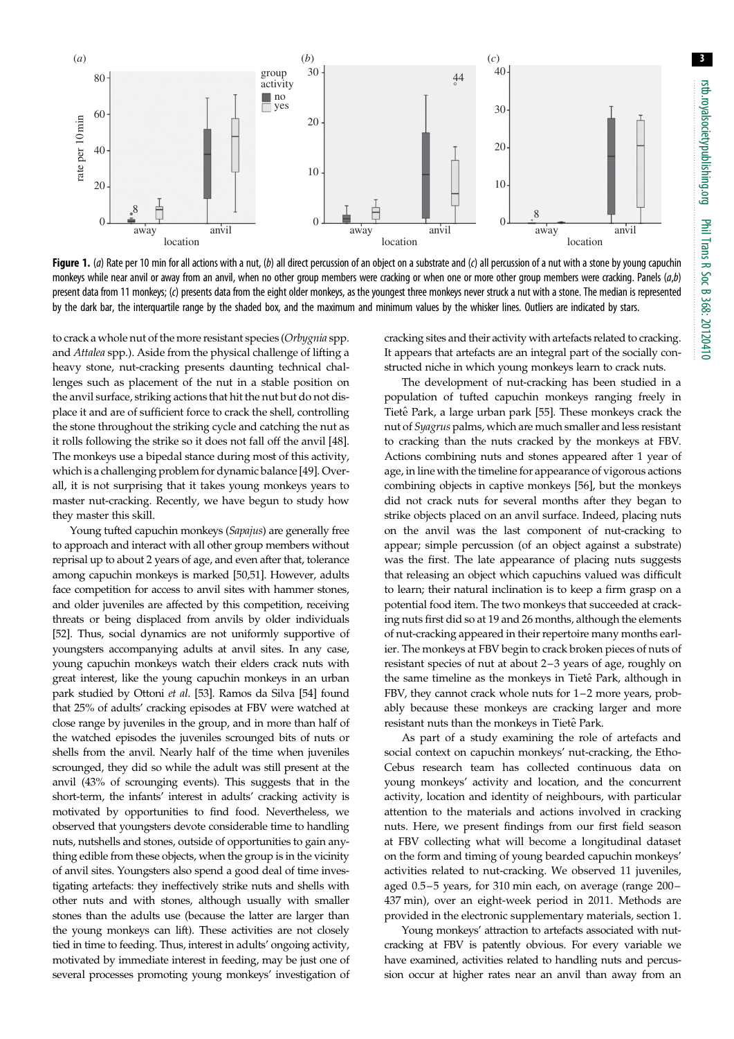(a)

80
60
40
20
0
rate per 10 min
8
away
anvil
location
group activity
no
yes

(b)

30
20
10
0
44
away
anvil
location

(c)

40
30
20
10
0
8
away
anvil
location

**Figure 1.** (*a*) Rate per 10 min for all actions with a nut, (*b*) all direct percussion of an object on a substrate and (*c*) all percussion of a nut with a stone by young capuchin monkeys while near anvil or away from an anvil, when no other group members were cracking or when one or more other group members were cracking. Panels (*a*,*b*) present data from 11 monkeys; (*c*) presents data from the eight older monkeys, as the youngest three monkeys never struck a nut with a stone. The median is represented by the dark bar, the interquartile range by the shaded box, and the maximum and minimum values by the whisker lines. Outliers are indicated by stars.

to crack a whole nut of the more resistant species (*Orbygnia* spp. and *Attalea* spp.). Aside from the physical challenge of lifting a heavy stone, nut-cracking presents daunting technical challenges such as placement of the nut in a stable position on the anvil surface, striking actions that hit the nut but do not displace it and are of sufficient force to crack the shell, controlling the stone throughout the striking cycle and catching the nut as it rolls following the strike so it does not fall off the anvil [48]. The monkeys use a bipedal stance during most of this activity, which is a challenging problem for dynamic balance [49]. Overall, it is not surprising that it takes young monkeys years to master nut-cracking. Recently, we have begun to study how they master this skill.

Young tufted capuchin monkeys (*Sapajus*) are generally free to approach and interact with all other group members without reprisal up to about 2 years of age, and even after that, tolerance among capuchin monkeys is marked [50,51]. However, adults face competition for access to anvil sites with hammer stones, and older juveniles are affected by this competition, receiving threats or being displaced from anvils by older individuals [52]. Thus, social dynamics are not uniformly supportive of youngsters accompanying adults at anvil sites. In any case, young capuchin monkeys watch their elders crack nuts with great interest, like the young capuchin monkeys in an urban park studied by Ottoni *et al*. [53]. Ramos da Silva [54] found that 25% of adults' cracking episodes at FBV were watched at close range by juveniles in the group, and in more than half of the watched episodes the juveniles scrounged bits of nuts or shells from the anvil. Nearly half of the time when juveniles scrounged, they did so while the adult was still present at the anvil (43% of scrounging events). This suggests that in the short-term, the infants' interest in adults' cracking activity is motivated by opportunities to find food. Nevertheless, we observed that youngsters devote considerable time to handling nuts, nutshells and stones, outside of opportunities to gain anything edible from these objects, when the group is in the vicinity of anvil sites. Youngsters also spend a good deal of time investigating artefacts: they ineffectively strike nuts and shells with other nuts and with stones, although usually with smaller stones than the adults use (because the latter are larger than the young monkeys can lift). These activities are not closely tied in time to feeding. Thus, interest in adults' ongoing activity, motivated by immediate interest in feeding, may be just one of several processes promoting young monkeys' investigation of cracking sites and their activity with artefacts related to cracking. It appears that artefacts are an integral part of the socially constructed niche in which young monkeys learn to crack nuts.

The development of nut-cracking has been studied in a population of tufted capuchin monkeys ranging freely in Tietê Park, a large urban park [55]. These monkeys crack the nut of *Syagrus* palms, which are much smaller and less resistant to cracking than the nuts cracked by the monkeys at FBV. Actions combining nuts and stones appeared after 1 year of age, in line with the timeline for appearance of vigorous actions combining objects in captive monkeys [56], but the monkeys did not crack nuts for several months after they began to strike objects placed on an anvil surface. Indeed, placing nuts on the anvil was the last component of nut-cracking to appear; simple percussion (of an object against a substrate) was the first. The late appearance of placing nuts suggests that releasing an object which capuchins valued was difficult to learn; their natural inclination is to keep a firm grasp on a potential food item. The two monkeys that succeeded at cracking nuts first did so at 19 and 26 months, although the elements of nut-cracking appeared in their repertoire many months earlier. The monkeys at FBV begin to crack broken pieces of nuts of resistant species of nut at about 2–3 years of age, roughly on the same timeline as the monkeys in Tietê Park, although in FBV, they cannot crack whole nuts for 1–2 more years, probably because these monkeys are cracking larger and more resistant nuts than the monkeys in Tietê Park.

As part of a study examining the role of artefacts and social context on capuchin monkeys' nut-cracking, the EthoCebus research team has collected continuous data on young monkeys' activity and location, and the concurrent activity, location and identity of neighbours, with particular attention to the materials and actions involved in cracking nuts. Here, we present findings from our first field season at FBV collecting what will become a longitudinal dataset on the form and timing of young bearded capuchin monkeys' activities related to nut-cracking. We observed 11 juveniles, aged 0.5–5 years, for 310 min each, on average (range 200–437 min), over an eight-week period in 2011. Methods are provided in the electronic supplementary materials, section 1.

Young monkeys' attraction to artefacts associated with nut-cracking at FBV is patently obvious. For every variable we have examined, activities related to handling nuts and percussion occur at higher rates near an anvil than away from an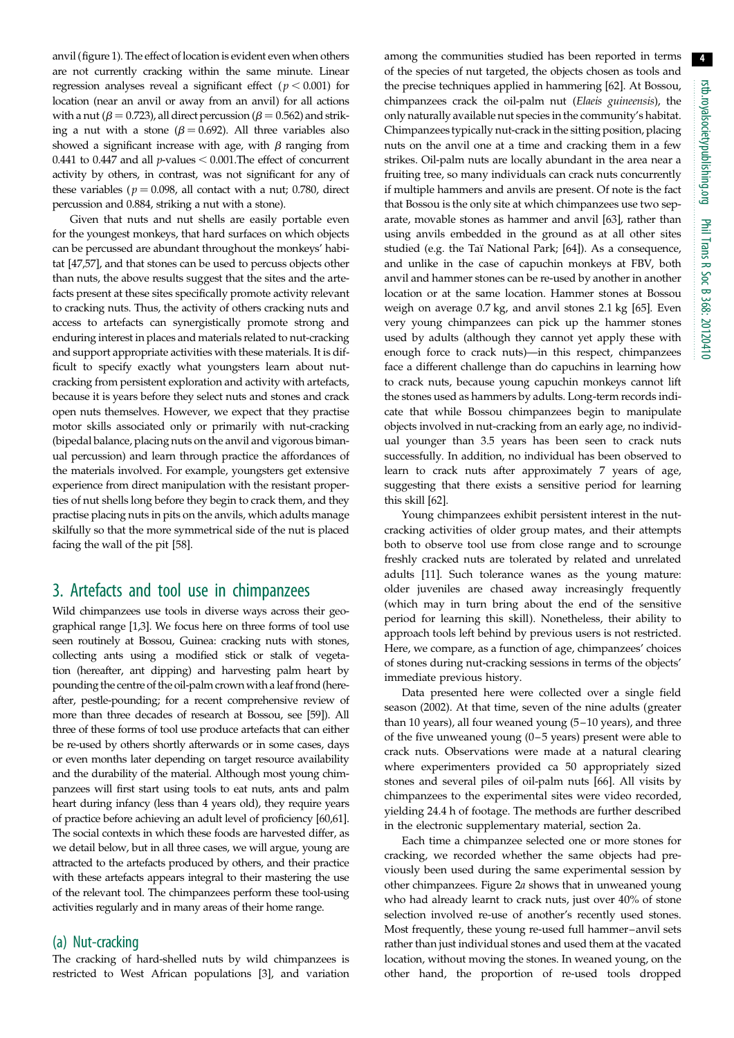anvil (figure 1). The effect of location is evident even when others are not currently cracking within the same minute. Linear regression analyses reveal a significant effect ($p < 0.001$) for location (near an anvil or away from an anvil) for all actions with a nut ($\beta = 0.723$), all direct percussion ($\beta = 0.562$) and striking a nut with a stone ($\beta = 0.692$). All three variables also showed a significant increase with age, with $\beta$ ranging from 0.441 to 0.447 and all $p$-values $< 0.001$. The effect of concurrent activity by others, in contrast, was not significant for any of these variables ($p = 0.098$, all contact with a nut; 0.780, direct percussion and 0.884, striking a nut with a stone).

Given that nuts and nut shells are easily portable even for the youngest monkeys, that hard surfaces on which objects can be percussed are abundant throughout the monkeys' habitat [47,57], and that stones can be used to percuss objects other than nuts, the above results suggest that the sites and the artefacts present at these sites specifically promote activity relevant to cracking nuts. Thus, the activity of others cracking nuts and access to artefacts can synergistically promote strong and enduring interest in places and materials related to nut-cracking and support appropriate activities with these materials. It is difficult to specify exactly what youngsters learn about nut-cracking from persistent exploration and activity with artefacts, because it is years before they select nuts and stones and crack open nuts themselves. However, we expect that they practise motor skills associated only or primarily with nut-cracking (bipedal balance, placing nuts on the anvil and vigorous bimanual percussion) and learn through practice the affordances of the materials involved. For example, youngsters get extensive experience from direct manipulation with the resistant properties of nut shells long before they begin to crack them, and they practise placing nuts in pits on the anvils, which adults manage skilfully so that the more symmetrical side of the nut is placed facing the wall of the pit [58].

## 3. Artefacts and tool use in chimpanzees

Wild chimpanzees use tools in diverse ways across their geographical range [1,3]. We focus here on three forms of tool use seen routinely at Bossou, Guinea: cracking nuts with stones, collecting ants using a modified stick or stalk of vegetation (hereafter, ant dipping) and harvesting palm heart by pounding the centre of the oil-palm crown with a leaf frond (hereafter, pestle-pounding; for a recent comprehensive review of more than three decades of research at Bossou, see [59]). All three of these forms of tool use produce artefacts that can either be re-used by others shortly afterwards or in some cases, days or even months later depending on target resource availability and the durability of the material. Although most young chimpanzees will first start using tools to eat nuts, ants and palm heart during infancy (less than 4 years old), they require years of practice before achieving an adult level of proficiency [60,61]. The social contexts in which these foods are harvested differ, as we detail below, but in all three cases, we will argue, young are attracted to the artefacts produced by others, and their practice with these artefacts appears integral to their mastering the use of the relevant tool. The chimpanzees perform these tool-using activities regularly and in many areas of their home range.

### (a) Nut-cracking

The cracking of hard-shelled nuts by wild chimpanzees is restricted to West African populations [3], and variation among the communities studied has been reported in terms of the species of nut targeted, the objects chosen as tools and the precise techniques applied in hammering [62]. At Bossou, chimpanzees crack the oil-palm nut (*Elaeis guineensis*), the only naturally available nut species in the community's habitat. Chimpanzees typically nut-crack in the sitting position, placing nuts on the anvil one at a time and cracking them in a few strikes. Oil-palm nuts are locally abundant in the area near a fruiting tree, so many individuals can crack nuts concurrently if multiple hammers and anvils are present. Of note is the fact that Bossou is the only site at which chimpanzees use two separate, movable stones as hammer and anvil [63], rather than using anvils embedded in the ground as at all other sites studied (e.g. the Taï National Park; [64]). As a consequence, and unlike in the case of capuchin monkeys at FBV, both anvil and hammer stones can be re-used by another in another location or at the same location. Hammer stones at Bossou weigh on average 0.7 kg, and anvil stones 2.1 kg [65]. Even very young chimpanzees can pick up the hammer stones used by adults (although they cannot yet apply these with enough force to crack nuts)—in this respect, chimpanzees face a different challenge than do capuchins in learning how to crack nuts, because young capuchin monkeys cannot lift the stones used as hammers by adults. Long-term records indicate that while Bossou chimpanzees begin to manipulate objects involved in nut-cracking from an early age, no individual younger than 3.5 years has been seen to crack nuts successfully. In addition, no individual has been observed to learn to crack nuts after approximately 7 years of age, suggesting that there exists a sensitive period for learning this skill [62].

Young chimpanzees exhibit persistent interest in the nut-cracking activities of older group mates, and their attempts both to observe tool use from close range and to scrounge freshly cracked nuts are tolerated by related and unrelated adults [11]. Such tolerance wanes as the young mature: older juveniles are chased away increasingly frequently (which may in turn bring about the end of the sensitive period for learning this skill). Nonetheless, their ability to approach tools left behind by previous users is not restricted. Here, we compare, as a function of age, chimpanzees' choices of stones during nut-cracking sessions in terms of the objects' immediate previous history.

Data presented here were collected over a single field season (2002). At that time, seven of the nine adults (greater than 10 years), all four weaned young (5–10 years), and three of the five unweaned young (0–5 years) present were able to crack nuts. Observations were made at a natural clearing where experimenters provided ca 50 appropriately sized stones and several piles of oil-palm nuts [66]. All visits by chimpanzees to the experimental sites were video recorded, yielding 24.4 h of footage. The methods are further described in the electronic supplementary material, section 2a.

Each time a chimpanzee selected one or more stones for cracking, we recorded whether the same objects had previously been used during the same experimental session by other chimpanzees. Figure 2*a* shows that in unweaned young who had already learnt to crack nuts, just over 40% of stone selection involved re-use of another's recently used stones. Most frequently, these young re-used full hammer–anvil sets rather than just individual stones and used them at the vacated location, without moving the stones. In weaned young, on the other hand, the proportion of re-used tools dropped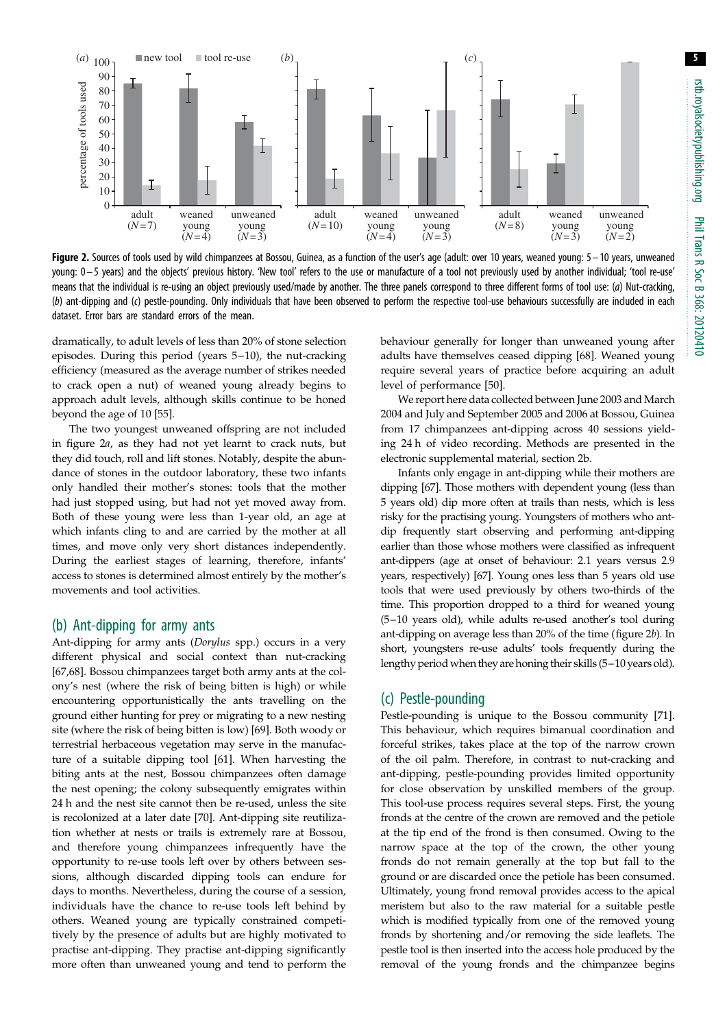**Figure 2.** Sources of tools used by wild chimpanzees at Bossou, Guinea, as a function of the user's age (adult: over 10 years, weaned young: 5–10 years, unweaned young: 0–5 years) and the objects' previous history. 'New tool' refers to the use or manufacture of a tool not previously used by another individual; 'tool re-use' means that the individual is re-using an object previously used/made by another. The three panels correspond to three different forms of tool use: (*a*) Nut-cracking, (*b*) ant-dipping and (*c*) pestle-pounding. Only individuals that have been observed to perform the respective tool-use behaviours successfully are included in each dataset. Error bars are standard errors of the mean.

dramatically, to adult levels of less than 20% of stone selection episodes. During this period (years 5–10), the nut-cracking efficiency (measured as the average number of strikes needed to crack open a nut) of weaned young already begins to approach adult levels, although skills continue to be honed beyond the age of 10 [55].

The two youngest unweaned offspring are not included in figure 2*a*, as they had not yet learnt to crack nuts, but they did touch, roll and lift stones. Notably, despite the abundance of stones in the outdoor laboratory, these two infants only handled their mother's stones: tools that the mother had just stopped using, but had not yet moved away from. Both of these young were less than 1-year old, an age at which infants cling to and are carried by the mother at all times, and move only very short distances independently. During the earliest stages of learning, therefore, infants' access to stones is determined almost entirely by the mother's movements and tool activities.

## (b) Ant-dipping for army ants

Ant-dipping for army ants (*Dorylus* spp.) occurs in a very different physical and social context than nut-cracking [67,68]. Bossou chimpanzees target both army ants at the colony's nest (where the risk of being bitten is high) or while encountering opportunistically the ants travelling on the ground either hunting for prey or migrating to a new nesting site (where the risk of being bitten is low) [69]. Both woody or terrestrial herbaceous vegetation may serve in the manufacture of a suitable dipping tool [61]. When harvesting the biting ants at the nest, Bossou chimpanzees often damage the nest opening; the colony subsequently emigrates within 24 h and the nest site cannot then be re-used, unless the site is recolonized at a later date [70]. Ant-dipping site reutilization whether at nests or trails is extremely rare at Bossou, and therefore young chimpanzees infrequently have the opportunity to re-use tools left over by others between sessions, although discarded dipping tools can endure for days to months. Nevertheless, during the course of a session, individuals have the chance to re-use tools left behind by others. Weaned young are typically constrained competitively by the presence of adults but are highly motivated to practise ant-dipping. They practise ant-dipping significantly more often than unweaned young and tend to perform the behaviour generally for longer than unweaned young after adults have themselves ceased dipping [68]. Weaned young require several years of practice before acquiring an adult level of performance [50].

We report here data collected between June 2003 and March 2004 and July and September 2005 and 2006 at Bossou, Guinea from 17 chimpanzees ant-dipping across 40 sessions yielding 24 h of video recording. Methods are presented in the electronic supplemental material, section 2b.

Infants only engage in ant-dipping while their mothers are dipping [67]. Those mothers with dependent young (less than 5 years old) dip more often at trails than nests, which is less risky for the practising young. Youngsters of mothers who ant-dip frequently start observing and performing ant-dipping earlier than those whose mothers were classified as infrequent ant-dippers (age at onset of behaviour: 2.1 years versus 2.9 years, respectively) [67]. Young ones less than 5 years old use tools that were used previously by others two-thirds of the time. This proportion dropped to a third for weaned young (5–10 years old), while adults re-used another's tool during ant-dipping on average less than 20% of the time (figure 2*b*). In short, youngsters re-use adults' tools frequently during the lengthy period when they are honing their skills (5–10 years old).

## (c) Pestle-pounding

Pestle-pounding is unique to the Bossou community [71]. This behaviour, which requires bimanual coordination and forceful strikes, takes place at the top of the narrow crown of the oil palm. Therefore, in contrast to nut-cracking and ant-dipping, pestle-pounding provides limited opportunity for close observation by unskilled members of the group. This tool-use process requires several steps. First, the young fronds at the centre of the crown are removed and the petiole at the tip end of the frond is then consumed. Owing to the narrow space at the top of the crown, the other young fronds do not remain generally at the top but fall to the ground or are discarded once the petiole has been consumed. Ultimately, young frond removal provides access to the apical meristem but also to the raw material for a suitable pestle which is modified typically from one of the removed young fronds by shortening and/or removing the side leaflets. The pestle tool is then inserted into the access hole produced by the removal of the young fronds and the chimpanzee begins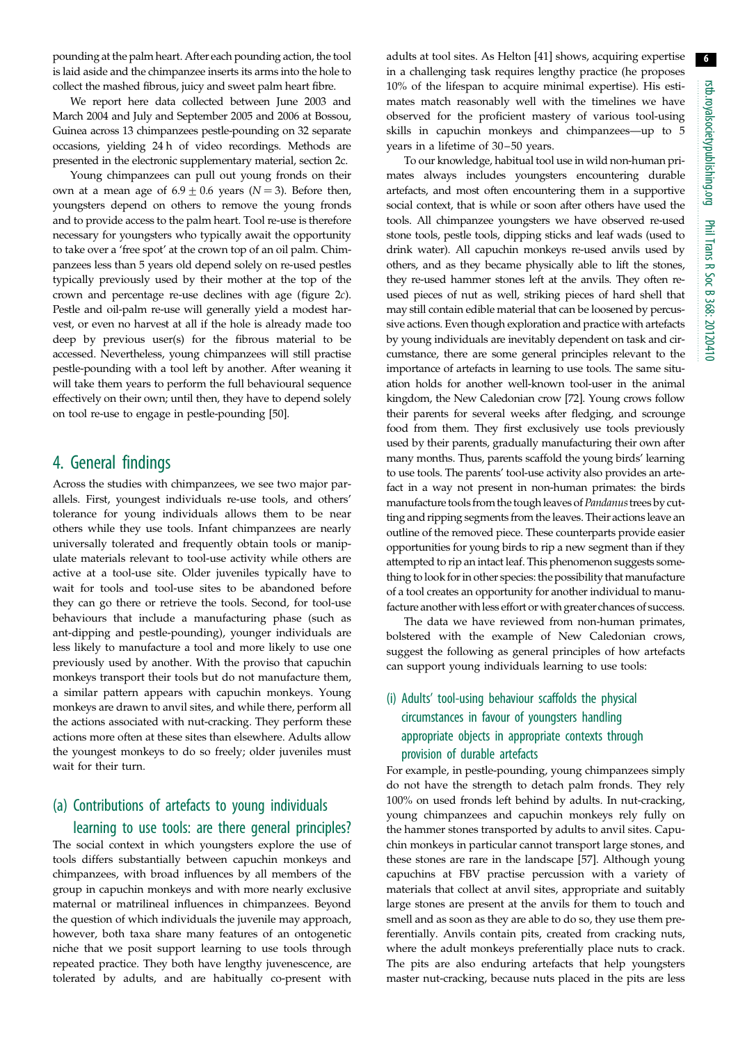pounding at the palm heart. After each pounding action, the tool is laid aside and the chimpanzee inserts its arms into the hole to collect the mashed fibrous, juicy and sweet palm heart fibre.

We report here data collected between June 2003 and March 2004 and July and September 2005 and 2006 at Bossou, Guinea across 13 chimpanzees pestle-pounding on 32 separate occasions, yielding 24 h of video recordings. Methods are presented in the electronic supplementary material, section 2c.

Young chimpanzees can pull out young fronds on their own at a mean age of $6.9 \pm 0.6$ years ($N = 3$). Before then, youngsters depend on others to remove the young fronds and to provide access to the palm heart. Tool re-use is therefore necessary for youngsters who typically await the opportunity to take over a 'free spot' at the crown top of an oil palm. Chimpanzees less than 5 years old depend solely on re-used pestles typically previously used by their mother at the top of the crown and percentage re-use declines with age (figure 2*c*). Pestle and oil-palm re-use will generally yield a modest harvest, or even no harvest at all if the hole is already made too deep by previous user(s) for the fibrous material to be accessed. Nevertheless, young chimpanzees will still practise pestle-pounding with a tool left by another. After weaning it will take them years to perform the full behavioural sequence effectively on their own; until then, they have to depend solely on tool re-use to engage in pestle-pounding [50].

## 4. General findings

Across the studies with chimpanzees, we see two major parallels. First, youngest individuals re-use tools, and others' tolerance for young individuals allows them to be near others while they use tools. Infant chimpanzees are nearly universally tolerated and frequently obtain tools or manipulate materials relevant to tool-use activity while others are active at a tool-use site. Older juveniles typically have to wait for tools and tool-use sites to be abandoned before they can go there or retrieve the tools. Second, for tool-use behaviours that include a manufacturing phase (such as ant-dipping and pestle-pounding), younger individuals are less likely to manufacture a tool and more likely to use one previously used by another. With the proviso that capuchin monkeys transport their tools but do not manufacture them, a similar pattern appears with capuchin monkeys. Young monkeys are drawn to anvil sites, and while there, perform all the actions associated with nut-cracking. They perform these actions more often at these sites than elsewhere. Adults allow the youngest monkeys to do so freely; older juveniles must wait for their turn.

### (a) Contributions of artefacts to young individuals learning to use tools: are there general principles?

The social context in which youngsters explore the use of tools differs substantially between capuchin monkeys and chimpanzees, with broad influences by all members of the group in capuchin monkeys and with more nearly exclusive maternal or matrilineal influences in chimpanzees. Beyond the question of which individuals the juvenile may approach, however, both taxa share many features of an ontogenetic niche that we posit support learning to use tools through repeated practice. They both have lengthy juvenescence, are tolerated by adults, and are habitually co-present with adults at tool sites. As Helton [41] shows, acquiring expertise in a challenging task requires lengthy practice (he proposes 10% of the lifespan to acquire minimal expertise). His estimates match reasonably well with the timelines we have observed for the proficient mastery of various tool-using skills in capuchin monkeys and chimpanzees—up to 5 years in a lifetime of 30–50 years.

To our knowledge, habitual tool use in wild non-human primates always includes youngsters encountering durable artefacts, and most often encountering them in a supportive social context, that is while or soon after others have used the tools. All chimpanzee youngsters we have observed re-used stone tools, pestle tools, dipping sticks and leaf wads (used to drink water). All capuchin monkeys re-used anvils used by others, and as they became physically able to lift the stones, they re-used hammer stones left at the anvils. They often re-used pieces of nut as well, striking pieces of hard shell that may still contain edible material that can be loosened by percussive actions. Even though exploration and practice with artefacts by young individuals are inevitably dependent on task and circumstance, there are some general principles relevant to the importance of artefacts in learning to use tools. The same situation holds for another well-known tool-user in the animal kingdom, the New Caledonian crow [72]. Young crows follow their parents for several weeks after fledging, and scrounge food from them. They first exclusively use tools previously used by their parents, gradually manufacturing their own after many months. Thus, parents scaffold the young birds' learning to use tools. The parents' tool-use activity also provides an artefact in a way not present in non-human primates: the birds manufacture tools from the tough leaves of *Pandanus* trees by cutting and ripping segments from the leaves. Their actions leave an outline of the removed piece. These counterparts provide easier opportunities for young birds to rip a new segment than if they attempted to rip an intact leaf. This phenomenon suggests something to look for in other species: the possibility that manufacture of a tool creates an opportunity for another individual to manufacture another with less effort or with greater chances of success.

The data we have reviewed from non-human primates, bolstered with the example of New Caledonian crows, suggest the following as general principles of how artefacts can support young individuals learning to use tools:

#### (i) Adults' tool-using behaviour scaffolds the physical circumstances in favour of youngsters handling appropriate objects in appropriate contexts through provision of durable artefacts

For example, in pestle-pounding, young chimpanzees simply do not have the strength to detach palm fronds. They rely 100% on used fronds left behind by adults. In nut-cracking, young chimpanzees and capuchin monkeys rely fully on the hammer stones transported by adults to anvil sites. Capuchin monkeys in particular cannot transport large stones, and these stones are rare in the landscape [57]. Although young capuchins at FBV practise percussion with a variety of materials that collect at anvil sites, appropriate and suitably large stones are present at the anvils for them to touch and smell and as soon as they are able to do so, they use them preferentially. Anvils contain pits, created from cracking nuts, where the adult monkeys preferentially place nuts to crack. The pits are also enduring artefacts that help youngsters master nut-cracking, because nuts placed in the pits are less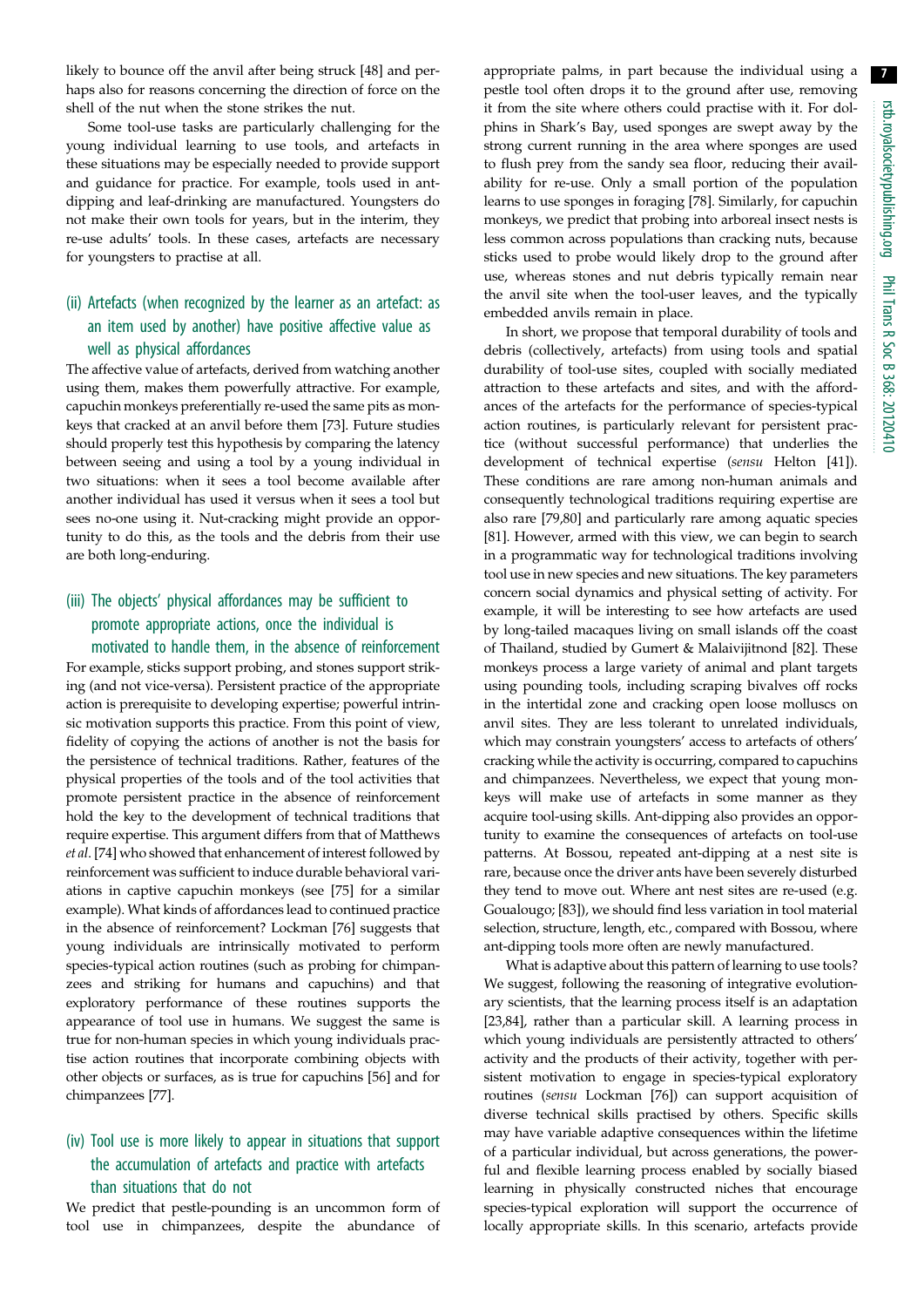likely to bounce off the anvil after being struck [48] and perhaps also for reasons concerning the direction of force on the shell of the nut when the stone strikes the nut.

Some tool-use tasks are particularly challenging for the young individual learning to use tools, and artefacts in these situations may be especially needed to provide support and guidance for practice. For example, tools used in ant-dipping and leaf-drinking are manufactured. Youngsters do not make their own tools for years, but in the interim, they re-use adults' tools. In these cases, artefacts are necessary for youngsters to practise at all.

### (ii) Artefacts (when recognized by the learner as an artefact: as an item used by another) have positive affective value as well as physical affordances

The affective value of artefacts, derived from watching another using them, makes them powerfully attractive. For example, capuchin monkeys preferentially re-used the same pits as monkeys that cracked at an anvil before them [73]. Future studies should properly test this hypothesis by comparing the latency between seeing and using a tool by a young individual in two situations: when it sees a tool become available after another individual has used it versus when it sees a tool but sees no-one using it. Nut-cracking might provide an opportunity to do this, as the tools and the debris from their use are both long-enduring.

### (iii) The objects' physical affordances may be sufficient to promote appropriate actions, once the individual is motivated to handle them, in the absence of reinforcement

For example, sticks support probing, and stones support striking (and not vice-versa). Persistent practice of the appropriate action is prerequisite to developing expertise; powerful intrinsic motivation supports this practice. From this point of view, fidelity of copying the actions of another is not the basis for the persistence of technical traditions. Rather, features of the physical properties of the tools and of the tool activities that promote persistent practice in the absence of reinforcement hold the key to the development of technical traditions that require expertise. This argument differs from that of Matthews *et al*. [74] who showed that enhancement of interest followed by reinforcement was sufficient to induce durable behavioral variations in captive capuchin monkeys (see [75] for a similar example). What kinds of affordances lead to continued practice in the absence of reinforcement? Lockman [76] suggests that young individuals are intrinsically motivated to perform species-typical action routines (such as probing for chimpanzees and striking for humans and capuchins) and that exploratory performance of these routines supports the appearance of tool use in humans. We suggest the same is true for non-human species in which young individuals practise action routines that incorporate combining objects with other objects or surfaces, as is true for capuchins [56] and for chimpanzees [77].

### (iv) Tool use is more likely to appear in situations that support the accumulation of artefacts and practice with artefacts than situations that do not

We predict that pestle-pounding is an uncommon form of tool use in chimpanzees, despite the abundance of appropriate palms, in part because the individual using a pestle tool often drops it to the ground after use, removing it from the site where others could practise with it. For dolphins in Shark's Bay, used sponges are swept away by the strong current running in the area where sponges are used to flush prey from the sandy sea floor, reducing their availability for re-use. Only a small portion of the population learns to use sponges in foraging [78]. Similarly, for capuchin monkeys, we predict that probing into arboreal insect nests is less common across populations than cracking nuts, because sticks used to probe would likely drop to the ground after use, whereas stones and nut debris typically remain near the anvil site when the tool-user leaves, and the typically embedded anvils remain in place.

In short, we propose that temporal durability of tools and debris (collectively, artefacts) from using tools and spatial durability of tool-use sites, coupled with socially mediated attraction to these artefacts and sites, and with the affordances of the artefacts for the performance of species-typical action routines, is particularly relevant for persistent practice (without successful performance) that underlies the development of technical expertise (*sensu* Helton [41]). These conditions are rare among non-human animals and consequently technological traditions requiring expertise are also rare [79,80] and particularly rare among aquatic species [81]. However, armed with this view, we can begin to search in a programmatic way for technological traditions involving tool use in new species and new situations. The key parameters concern social dynamics and physical setting of activity. For example, it will be interesting to see how artefacts are used by long-tailed macaques living on small islands off the coast of Thailand, studied by Gumert & Malaivijitnond [82]. These monkeys process a large variety of animal and plant targets using pounding tools, including scraping bivalves off rocks in the intertidal zone and cracking open loose molluscs on anvil sites. They are less tolerant to unrelated individuals, which may constrain youngsters' access to artefacts of others' cracking while the activity is occurring, compared to capuchins and chimpanzees. Nevertheless, we expect that young monkeys will make use of artefacts in some manner as they acquire tool-using skills. Ant-dipping also provides an opportunity to examine the consequences of artefacts on tool-use patterns. At Bossou, repeated ant-dipping at a nest site is rare, because once the driver ants have been severely disturbed they tend to move out. Where ant nest sites are re-used (e.g. Goualougo; [83]), we should find less variation in tool material selection, structure, length, etc., compared with Bossou, where ant-dipping tools more often are newly manufactured.

What is adaptive about this pattern of learning to use tools? We suggest, following the reasoning of integrative evolutionary scientists, that the learning process itself is an adaptation [23,84], rather than a particular skill. A learning process in which young individuals are persistently attracted to others' activity and the products of their activity, together with persistent motivation to engage in species-typical exploratory routines (*sensu* Lockman [76]) can support acquisition of diverse technical skills practised by others. Specific skills may have variable adaptive consequences within the lifetime of a particular individual, but across generations, the powerful and flexible learning process enabled by socially biased learning in physically constructed niches that encourage species-typical exploration will support the occurrence of locally appropriate skills. In this scenario, artefacts provide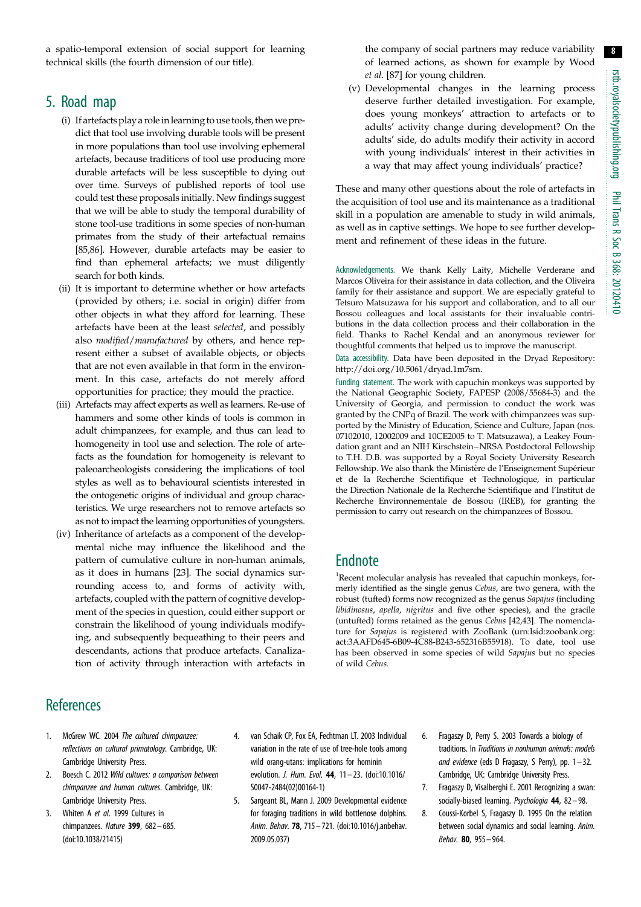a spatio-temporal extension of social support for learning technical skills (the fourth dimension of our title).

## 5. Road map

(i) If artefacts play a role in learning to use tools, then we predict that tool use involving durable tools will be present in more populations than tool use involving ephemeral artefacts, because traditions of tool use producing more durable artefacts will be less susceptible to dying out over time. Surveys of published reports of tool use could test these proposals initially. New findings suggest that we will be able to study the temporal durability of stone tool-use traditions in some species of non-human primates from the study of their artefactual remains [85,86]. However, durable artefacts may be easier to find than ephemeral artefacts; we must diligently search for both kinds.

(ii) It is important to determine whether or how artefacts (provided by others; i.e. social in origin) differ from other objects in what they afford for learning. These artefacts have been at the least *selected*, and possibly also *modified/manufactured* by others, and hence represent either a subset of available objects, or objects that are not even available in that form in the environment. In this case, artefacts do not merely afford opportunities for practice; they mould the practice.

(iii) Artefacts may affect experts as well as learners. Re-use of hammers and some other kinds of tools is common in adult chimpanzees, for example, and thus can lead to homogeneity in tool use and selection. The role of artefacts as the foundation for homogeneity is relevant to paleoarcheologists considering the implications of tool styles as well as to behavioural scientists interested in the ontogenetic origins of individual and group characteristics. We urge researchers not to remove artefacts so as not to impact the learning opportunities of youngsters.

(iv) Inheritance of artefacts as a component of the developmental niche may influence the likelihood and the pattern of cumulative culture in non-human animals, as it does in humans [23]. The social dynamics surrounding access to, and forms of activity with, artefacts, coupled with the pattern of cognitive development of the species in question, could either support or constrain the likelihood of young individuals modifying, and subsequently bequeathing to their peers and descendants, actions that produce artefacts. Canalization of activity through interaction with artefacts in the company of social partners may reduce variability of learned actions, as shown for example by Wood *et al*. [87] for young children.

(v) Developmental changes in the learning process deserve further detailed investigation. For example, does young monkeys' attraction to artefacts or to adults' activity change during development? On the adults' side, do adults modify their activity in accord with young individuals' interest in their activities in a way that may affect young individuals' practice?

These and many other questions about the role of artefacts in the acquisition of tool use and its maintenance as a traditional skill in a population are amenable to study in wild animals, as well as in captive settings. We hope to see further development and refinement of these ideas in the future.

Acknowledgements. We thank Kelly Laity, Michelle Verderane and Marcos Oliveira for their assistance in data collection, and the Oliveira family for their assistance and support. We are especially grateful to Tetsuro Matsuzawa for his support and collaboration, and to all our Bossou colleagues and local assistants for their invaluable contributions in the data collection process and their collaboration in the field. Thanks to Rachel Kendal and an anonymous reviewer for thoughtful comments that helped us to improve the manuscript.

Data accessibility. Data have been deposited in the Dryad Repository: http://doi.org/10.5061/dryad.1m7sm.

Funding statement. The work with capuchin monkeys was supported by the National Geographic Society, FAPESP (2008/55684-3) and the University of Georgia, and permission to conduct the work was granted by the CNPq of Brazil. The work with chimpanzees was supported by the Ministry of Education, Science and Culture, Japan (nos. 07102010, 12002009 and 10CE2005 to T. Matsuzawa), a Leakey Foundation grant and an NIH Kirschstein–NRSA Postdoctoral Fellowship to T.H. D.B. was supported by a Royal Society University Research Fellowship. We also thank the Ministère de l'Enseignement Supérieur et de la Recherche Scientifique et Technologique, in particular the Direction Nationale de la Recherche Scientifique and l'Institut de Recherche Environnementale de Bossou (IREB), for granting the permission to carry out research on the chimpanzees of Bossou.

## Endnote

[1]Recent molecular analysis has revealed that capuchin monkeys, formerly identified as the single genus *Cebus*, are two genera, with the robust (tufted) forms now recognized as the genus *Sapajus* (including *libidinosus*, *apella*, *nigritus* and five other species), and the gracile (untufted) forms retained as the genus *Cebus* [42,43]. The nomenclature for *Sapajus* is registered with ZooBank (urn:lsid:zoobank.org:act:3AAFD645-6B09-4C88-B243-652316B55918). To date, tool use has been observed in some species of wild *Sapajus* but no species of wild *Cebus*.

## References

1. McGrew WC. 2004 *The cultured chimpanzee: reflections on cultural primatology*. Cambridge, UK: Cambridge University Press.
2. Boesch C. 2012 *Wild cultures: a comparison between chimpanzee and human cultures*. Cambridge, UK: Cambridge University Press.
3. Whiten A *et al*. 1999 Cultures in chimpanzees. *Nature* **399**, 682–685. (doi:10.1038/21415)
4. van Schaik CP, Fox EA, Fechtman LT. 2003 Individual variation in the rate of use of tree-hole tools among wild orang-utans: implications for hominin evolution. *J. Hum. Evol.* **44**, 11–23. (doi:10.1016/S0047-2484(02)00164-1)
5. Sargeant BL, Mann J. 2009 Developmental evidence for foraging traditions in wild bottlenose dolphins. *Anim. Behav.* **78**, 715–721. (doi:10.1016/j.anbehav.2009.05.037)
6. Fragaszy D, Perry S. 2003 Towards a biology of traditions. In *Traditions in nonhuman animals: models and evidence* (eds D Fragaszy, S Perry), pp. 1–32. Cambridge, UK: Cambridge University Press.
7. Fragaszy D, Visalberghi E. 2001 Recognizing a swan: socially-biased learning. *Psychologia* **44**, 82–98.
8. Coussi-Korbel S, Fragaszy D. 1995 On the relation between social dynamics and social learning. *Anim. Behav.* **80**, 955–964.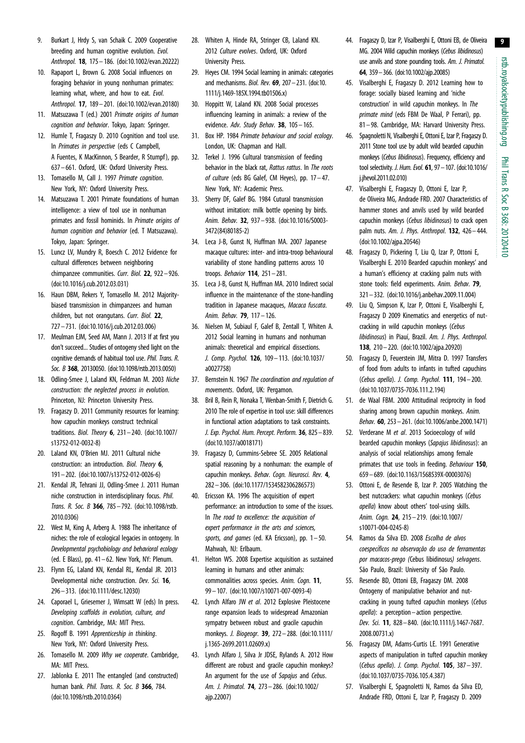9. Burkart J, Hrdy S, van Schaik C. 2009 Cooperative breeding and human cognitive evolution. *Evol. Anthropol.* **18**, 175–186. (doi:10.1002/evan.20222)
10. Rapaport L, Brown G. 2008 Social influences on foraging behavior in young nonhuman primates: learning what, where, and how to eat. *Evol. Anthropol.* **17**, 189–201. (doi:10.1002/evan.20180)
11. Matsuzawa T (ed.) 2001 *Primate origins of human cognition and behavior*. Tokyo, Japan: Springer.
12. Humle T, Fragaszy D. 2010 Cognition and tool use. In *Primates in perspective* (eds C Campbell, A Fuentes, K MacKinnon, S Bearder, R Stumpf), pp. 637–661. Oxford, UK: Oxford University Press.
13. Tomasello M, Call J. 1997 *Primate cognition*. New York, NY: Oxford University Press.
14. Matsuzawa T. 2001 Primate foundations of human intelligence: a view of tool use in nonhuman primates and fossil hominids. In *Primate origins of human cognition and behavior* (ed. T Matsuzawa). Tokyo, Japan: Springer.
15. Luncz LV, Mundry R, Boesch C. 2012 Evidence for cultural differences between neighboring chimpanzee communities. *Curr. Biol.* **22**, 922–926. (doi:10.1016/j.cub.2012.03.031)
16. Haun DBM, Rekers Y, Tomasello M. 2012 Majority-biased transmission in chimpanzees and human children, but not orangutans. *Curr. Biol.* **22**, 727–731. (doi:10.1016/j.cub.2012.03.006)
17. Meulman EJM, Seed AM, Mann J. 2013 If at first you don't succeed… Studies of ontogeny shed light on the cognitive demands of habitual tool use. *Phil. Trans. R. Soc. B* **368**, 20130050. (doi:10.1098/rstb.2013.0050)
18. Odling-Smee J, Laland KN, Feldman M. 2003 *Niche construction: the neglected process in evolution*. Princeton, NJ: Princeton University Press.
19. Fragaszy D. 2011 Community resources for learning: how capuchin monkeys construct technical traditions. *Biol. Theory* **6**, 231–240. (doi:10.1007/s13752-012-0032-8)
20. Laland KN, O'Brien MJ. 2011 Cultural niche construction: an introduction. *Biol. Theory* **6**, 191–202. (doi:10.1007/s13752-012-0026-6)
21. Kendal JR, Tehrani JJ, Odling-Smee J. 2011 Human niche construction in interdisciplinary focus. *Phil. Trans. R. Soc. B* **366**, 785–792. (doi:10.1098/rstb.2010.0306)
22. West M, King A, Arberg A. 1988 The inheritance of niches: the role of ecological legacies in ontogeny. In *Developmental psychobiology and behavioral ecology* (ed. E Blass), pp. 41–62. New York, NY: Plenum.
23. Flynn EG, Laland KN, Kendal RL, Kendal JR. 2013 Developmental niche construction. *Dev. Sci.* **16**, 296–313. (doi:10.1111/desc.12030)
24. Caporael L, Griesemer J, Wimsatt W (eds) In press. *Developing scaffolds in evolution, culture, and cognition*. Cambridge, MA: MIT Press.
25. Rogoff B. 1991 *Apprenticeship in thinking*. New York, NY: Oxford University Press.
26. Tomasello M. 2009 *Why we cooperate*. Cambridge, MA: MIT Press.
27. Jablonka E. 2011 The entangled (and constructed) human bank. *Phil. Trans. R. Soc. B* **366**, 784. (doi:10.1098/rstb.2010.0364)
28. Whiten A, Hinde RA, Stringer CB, Laland KN. 2012 *Culture evolves*. Oxford, UK: Oxford University Press.
29. Heyes CM. 1994 Social learning in animals: categories and mechanisms. *Biol. Rev.* **69**, 207–231. (doi:10.1111/j.1469-185X.1994.tb01506.x)
30. Hoppitt W, Laland KN. 2008 Social processes influencing learning in animals: a review of the evidence. *Adv. Study Behav.* **38**, 105–165.
31. Box HP. 1984 *Primate behaviour and social ecology*. London, UK: Chapman and Hall.
32. Terkel J. 1996 Cultural transmission of feeding behavior in the black rat, *Rattus rattus*. In *The roots of culture* (eds BG Galef, CM Heyes), pp. 17–47. New York, NY: Academic Press.
33. Sherry DF, Galef BG. 1984 Cutural transmission without imitation: milk bottle opening by birds. *Anim. Behav.* **32**, 937–938. (doi:10.1016/S0003-3472(84)80185-2)
34. Leca J-B, Gunst N, Huffman MA. 2007 Japanese macaque cultures: inter- and intra-troop behavioural variability of stone handling patterns across 10 troops. *Behavior* **114**, 251–281.
35. Leca J-B, Gunst N, Huffman MA. 2010 Indirect social influence in the maintenance of the stone-handling tradition in Japanese macaques, *Macaca fuscata*. *Anim. Behav.* **79**, 117–126.
36. Nielsen M, Subiaul F, Galef B, Zentall T, Whiten A. 2012 Social learning in humans and nonhuman animals: theoretical and empirical dissections. *J. Comp. Psychol.* **126**, 109–113. (doi:10.1037/a0027758)
37. Bernstein N. 1967 *The coordination and regulation of movements*. Oxford, UK: Pergamon.
38. Bril B, Rein R, Nonaka T, Wenban-Smith F, Dietrich G. 2010 The role of expertise in tool use: skill differences in functional action adaptations to task constraints. *J. Exp. Psychol. Hum. Percept. Perform.* **36**, 825–839. (doi:10.1037/a0018171)
39. Fragaszy D, Cummins-Sebree SE. 2005 Relational spatial reasoning by a nonhuman: the example of capuchin monkeys. *Behav. Cogn. Neurosci. Rev.* **4**, 282–306. (doi:10.1177/1534582306286573)
40. Ericsson KA. 1996 The acquisition of expert performance: an introduction to some of the issues. In *The road to excellence: the acquisition of expert performance in the arts and sciences, sports, and games* (ed. KA Ericsson), pp. 1–50. Mahwah, NJ: Erlbaum.
41. Helton WS. 2008 Expertise acquisition as sustained learning in humans and other animals: commonalities across species. *Anim. Cogn.* **11**, 99–107. (doi:10.1007/s10071-007-0093-4)
42. Lynch Alfaro JW *et al*. 2012 Explosive Pleistocene range expansion leads to widespread Amazonian sympatry between robust and gracile capuchin monkeys. *J. Biogeogr.* **39**, 272–288. (doi:10.1111/j.1365-2699.2011.02609.x)
43. Lynch Alfaro J, Silva Jr JDSE, Rylands A. 2012 How different are robust and gracile capuchin monkeys? An argument for the use of *Sapajus* and *Cebus*. *Am. J. Primatol.* **74**, 273–286. (doi:10.1002/ajp.22007)
44. Fragaszy D, Izar P, Visalberghi E, Ottoni EB, de Oliveira MG. 2004 Wild capuchin monkeys (*Cebus libidinosus*) use anvils and stone pounding tools. *Am. J. Primatol.* **64**, 359–366. (doi:10.1002/ajp.20085)
45. Visalberghi E, Fragaszy D. 2012 Learning how to forage: socially biased learning and 'niche construction' in wild capuchin monkeys. In *The primate mind* (eds FBM De Waal, P Ferrari), pp. 81–98. Cambridge, MA: Harvard University Press.
46. Spagnoletti N, Visalberghi E, Ottoni E, Izar P, Fragaszy D. 2011 Stone tool use by adult wild bearded capuchin monkeys (*Cebus libidinosus*). Frequency, efficiency and tool selectivity. *J. Hum. Evol.* **61**, 97–107. (doi:10.1016/j.jhevol.2011.02.010)
47. Visalberghi E, Fragaszy D, Ottoni E, Izar P, de Oliveira MG, Andrade FRD. 2007 Characteristics of hammer stones and anvils used by wild bearded capuchin monkeys (*Cebus libidinosus*) to crack open palm nuts. *Am. J. Phys. Anthropol.* **132**, 426–444. (doi:10.1002/ajpa.20546)
48. Fragaszy D, Pickering T, Liu Q, Izar P, Ottoni E, Visalberghi E. 2010 Bearded capuchin monkeys' and a human's efficiency at cracking palm nuts with stone tools: field experiments. *Anim. Behav.* **79**, 321–332. (doi:10.1016/j.anbehav.2009.11.004)
49. Liu Q, Simpson K, Izar P, Ottoni E, Visalberghi E, Fragaszy D 2009 Kinematics and energetics of nut-cracking in wild capuchin monkeys (*Cebus libidinosus*) in Piauí, Brazil. *Am. J. Phys. Anthropol.* **138**, 210–220. (doi:10.1002/ajpa.20920)
50. Fragaszy D, Feuerstein JM, Mitra D. 1997 Transfers of food from adults to infants in tufted capuchins (*Cebus apella*). *J. Comp. Psychol.* **111**, 194–200. (doi:10.1037/0735-7036.111.2.194)
51. de Waal FBM. 2000 Attitudinal reciprocity in food sharing among brown capuchin monkeys. *Anim. Behav.* **60**, 253–261. (doi:10.1006/anbe.2000.1471)
52. Verderane M *et al*. 2013 Socioecology of wild bearded capuchin monkeys (*Sapajus libidinosus*): an analysis of social relationships among female primates that use tools in feeding. *Behaviour* **150**, 659–689. (doi:10.1163/1568539X-00003076)
53. Ottoni E, de Resende B, Izar P. 2005 Watching the best nutcrackers: what capuchin monkeys (*Cebus apella*) know about others' tool-using skills. *Anim. Cogn.* **24**, 215–219. (doi:10.1007/s10071-004-0245-8)
54. Ramos da Silva ED. 2008 *Escolha de alvos coespecíficos na observação do uso de ferramentas por macacos-prego (*Cebus libidinosus*) selvagens*. São Paulo, Brazil: University of São Paulo.
55. Resende BD, Ottoni EB, Fragaszy DM. 2008 Ontogeny of manipulative behavior and nut-cracking in young tufted capuchin monkeys (*Cebus apella*): a perception–action perspective. *Dev. Sci.* **11**, 828–840. (doi:10.1111/j.1467-7687.2008.00731.x)
56. Fragaszy DM, Adams-Curtis LE. 1991 Generative aspects of manipulation in tufted capuchin monkey (*Cebus apella*). *J. Comp. Psychol.* **105**, 387–397. (doi:10.1037/0735-7036.105.4.387)
57. Visalberghi E, Spagnoletti N, Ramos da Silva ED, Andrade FRD, Ottoni E, Izar P, Fragaszy D. 2009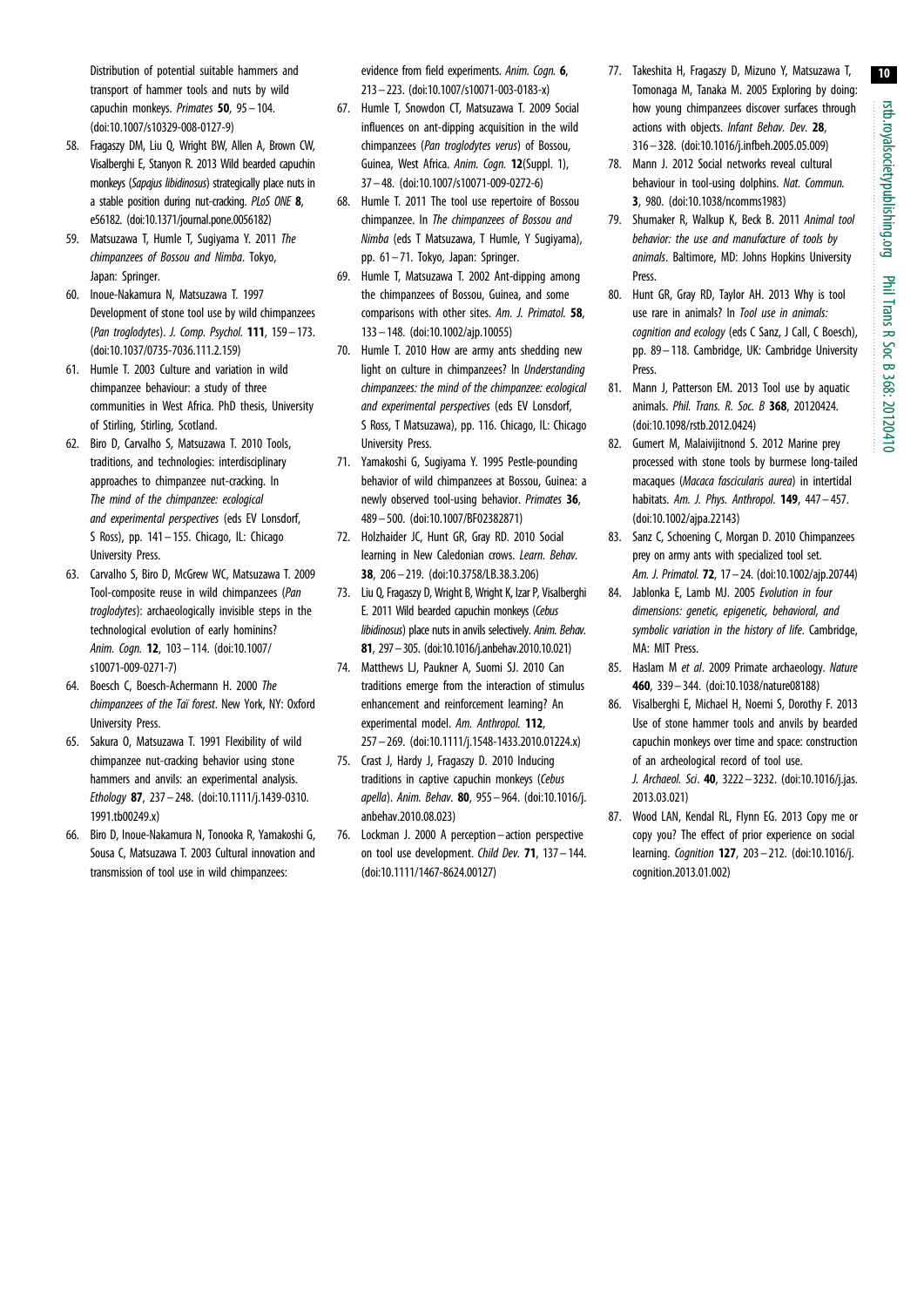Distribution of potential suitable hammers and transport of hammer tools and nuts by wild capuchin monkeys. *Primates* **50**, 95–104. (doi:10.1007/s10329-008-0127-9)

58. Fragaszy DM, Liu Q, Wright BW, Allen A, Brown CW, Visalberghi E, Stanyon R. 2013 Wild bearded capuchin monkeys (*Sapajus libidinosus*) strategically place nuts in a stable position during nut-cracking. *PLoS ONE* **8**, e56182. (doi:10.1371/journal.pone.0056182)
59. Matsuzawa T, Humle T, Sugiyama Y. 2011 *The chimpanzees of Bossou and Nimba*. Tokyo, Japan: Springer.
60. Inoue-Nakamura N, Matsuzawa T. 1997 Development of stone tool use by wild chimpanzees (*Pan troglodytes*). *J. Comp. Psychol.* **111**, 159–173. (doi:10.1037/0735-7036.111.2.159)
61. Humle T. 2003 Culture and variation in wild chimpanzee behaviour: a study of three communities in West Africa. PhD thesis, University of Stirling, Stirling, Scotland.
62. Biro D, Carvalho S, Matsuzawa T. 2010 Tools, traditions, and technologies: interdisciplinary approaches to chimpanzee nut-cracking. In *The mind of the chimpanzee: ecological and experimental perspectives* (eds EV Lonsdorf, S Ross), pp. 141–155. Chicago, IL: Chicago University Press.
63. Carvalho S, Biro D, McGrew WC, Matsuzawa T. 2009 Tool-composite reuse in wild chimpanzees (*Pan troglodytes*): archaeologically invisible steps in the technological evolution of early hominins? *Anim. Cogn.* **12**, 103–114. (doi:10.1007/s10071-009-0271-7)
64. Boesch C, Boesch-Achermann H. 2000 *The chimpanzees of the Taï forest*. New York, NY: Oxford University Press.
65. Sakura O, Matsuzawa T. 1991 Flexibility of wild chimpanzee nut-cracking behavior using stone hammers and anvils: an experimental analysis. *Ethology* **87**, 237–248. (doi:10.1111/j.1439-0310.1991.tb00249.x)
66. Biro D, Inoue-Nakamura N, Tonooka R, Yamakoshi G, Sousa C, Matsuzawa T. 2003 Cultural innovation and transmission of tool use in wild chimpanzees: evidence from field experiments. *Anim. Cogn.* **6**, 213–223. (doi:10.1007/s10071-003-0183-x)
67. Humle T, Snowdon CT, Matsuzawa T. 2009 Social influences on ant-dipping acquisition in the wild chimpanzees (*Pan troglodytes verus*) of Bossou, Guinea, West Africa. *Anim. Cogn.* **12**(Suppl. 1), 37–48. (doi:10.1007/s10071-009-0272-6)
68. Humle T. 2011 The tool use repertoire of Bossou chimpanzee. In *The chimpanzees of Bossou and Nimba* (eds T Matsuzawa, T Humle, Y Sugiyama), pp. 61–71. Tokyo, Japan: Springer.
69. Humle T, Matsuzawa T. 2002 Ant-dipping among the chimpanzees of Bossou, Guinea, and some comparisons with other sites. *Am. J. Primatol.* **58**, 133–148. (doi:10.1002/ajp.10055)
70. Humle T. 2010 How are army ants shedding new light on culture in chimpanzees? In *Understanding chimpanzees: the mind of the chimpanzee: ecological and experimental perspectives* (eds EV Lonsdorf, S Ross, T Matsuzawa), pp. 116. Chicago, IL: Chicago University Press.
71. Yamakoshi G, Sugiyama Y. 1995 Pestle-pounding behavior of wild chimpanzees at Bossou, Guinea: a newly observed tool-using behavior. *Primates* **36**, 489–500. (doi:10.1007/BF02382871)
72. Holzhaider JC, Hunt GR, Gray RD. 2010 Social learning in New Caledonian crows. *Learn. Behav.* **38**, 206–219. (doi:10.3758/LB.38.3.206)
73. Liu Q, Fragaszy D, Wright B, Wright K, Izar P, Visalberghi E. 2011 Wild bearded capuchin monkeys (*Cebus libidinosus*) place nuts in anvils selectively. *Anim. Behav.* **81**, 297–305. (doi:10.1016/j.anbehav.2010.10.021)
74. Matthews LJ, Paukner A, Suomi SJ. 2010 Can traditions emerge from the interaction of stimulus enhancement and reinforcement learning? An experimental model. *Am. Anthropol.* **112**, 257–269. (doi:10.1111/j.1548-1433.2010.01224.x)
75. Crast J, Hardy J, Fragaszy D. 2010 Inducing traditions in captive capuchin monkeys (*Cebus apella*). *Anim. Behav.* **80**, 955–964. (doi:10.1016/j.anbehav.2010.08.023)
76. Lockman J. 2000 A perception–action perspective on tool use development. *Child Dev.* **71**, 137–144. (doi:10.1111/1467-8624.00127)
77. Takeshita H, Fragaszy D, Mizuno Y, Matsuzawa T, Tomonaga M, Tanaka M. 2005 Exploring by doing: how young chimpanzees discover surfaces through actions with objects. *Infant Behav. Dev.* **28**, 316–328. (doi:10.1016/j.infbeh.2005.05.009)
78. Mann J. 2012 Social networks reveal cultural behaviour in tool-using dolphins. *Nat. Commun.* **3**, 980. (doi:10.1038/ncomms1983)
79. Shumaker R, Walkup K, Beck B. 2011 *Animal tool behavior: the use and manufacture of tools by animals*. Baltimore, MD: Johns Hopkins University Press.
80. Hunt GR, Gray RD, Taylor AH. 2013 Why is tool use rare in animals? In *Tool use in animals: cognition and ecology* (eds C Sanz, J Call, C Boesch), pp. 89–118. Cambridge, UK: Cambridge University Press.
81. Mann J, Patterson EM. 2013 Tool use by aquatic animals. *Phil. Trans. R. Soc. B* **368**, 20120424. (doi:10.1098/rstb.2012.0424)
82. Gumert M, Malaivijitnond S. 2012 Marine prey processed with stone tools by burmese long-tailed macaques (*Macaca fascicularis aurea*) in intertidal habitats. *Am. J. Phys. Anthropol.* **149**, 447–457. (doi:10.1002/ajpa.22143)
83. Sanz C, Schoening C, Morgan D. 2010 Chimpanzees prey on army ants with specialized tool set. *Am. J. Primatol.* **72**, 17–24. (doi:10.1002/ajp.20744)
84. Jablonka E, Lamb MJ. 2005 *Evolution in four dimensions: genetic, epigenetic, behavioral, and symbolic variation in the history of life*. Cambridge, MA: MIT Press.
85. Haslam M *et al*. 2009 Primate archaeology. *Nature* **460**, 339–344. (doi:10.1038/nature08188)
86. Visalberghi E, Michael H, Noemi S, Dorothy F. 2013 Use of stone hammer tools and anvils by bearded capuchin monkeys over time and space: construction of an archeological record of tool use. *J. Archaeol. Sci*. **40**, 3222–3232. (doi:10.1016/j.jas.2013.03.021)
87. Wood LAN, Kendal RL, Flynn EG. 2013 Copy me or copy you? The effect of prior experience on social learning. *Cognition* **127**, 203–212. (doi:10.1016/j.cognition.2013.01.002)